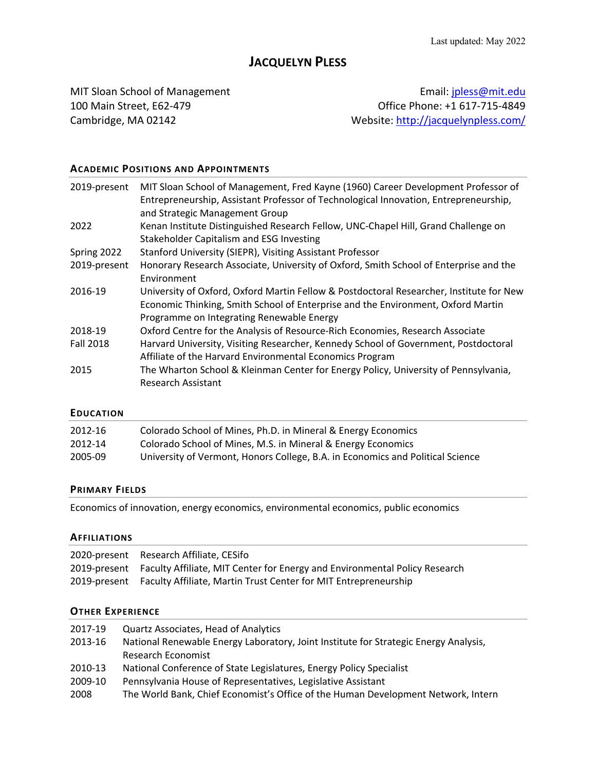Last updated: May 2022

# Jacquelyn Pless

MIT Sloan School of Management
100 Main Street, E62-479
Cambridge, MA 02142

Email: jpless@mit.edu
Office Phone: +1 617-715-4849
Website: http://jacquelynpless.com/

## Academic Positions and Appointments

| | |
|---|---|
| 2019-present | MIT Sloan School of Management, Fred Kayne (1960) Career Development Professor of Entrepreneurship, Assistant Professor of Technological Innovation, Entrepreneurship, and Strategic Management Group |
| 2022 | Kenan Institute Distinguished Research Fellow, UNC-Chapel Hill, Grand Challenge on Stakeholder Capitalism and ESG Investing |
| Spring 2022 | Stanford University (SIEPR), Visiting Assistant Professor |
| 2019-present | Honorary Research Associate, University of Oxford, Smith School of Enterprise and the Environment |
| 2016-19 | University of Oxford, Oxford Martin Fellow & Postdoctoral Researcher, Institute for New Economic Thinking, Smith School of Enterprise and the Environment, Oxford Martin Programme on Integrating Renewable Energy |
| 2018-19 | Oxford Centre for the Analysis of Resource-Rich Economies, Research Associate |
| Fall 2018 | Harvard University, Visiting Researcher, Kennedy School of Government, Postdoctoral Affiliate of the Harvard Environmental Economics Program |
| 2015 | The Wharton School & Kleinman Center for Energy Policy, University of Pennsylvania, Research Assistant |

## Education

| | |
|---|---|
| 2012-16 | Colorado School of Mines, Ph.D. in Mineral & Energy Economics |
| 2012-14 | Colorado School of Mines, M.S. in Mineral & Energy Economics |
| 2005-09 | University of Vermont, Honors College, B.A. in Economics and Political Science |

## Primary Fields

Economics of innovation, energy economics, environmental economics, public economics

## Affiliations

| | |
|---|---|
| 2020-present | Research Affiliate, CESifo |
| 2019-present | Faculty Affiliate, MIT Center for Energy and Environmental Policy Research |
| 2019-present | Faculty Affiliate, Martin Trust Center for MIT Entrepreneurship |

## Other Experience

| | |
|---|---|
| 2017-19 | Quartz Associates, Head of Analytics |
| 2013-16 | National Renewable Energy Laboratory, Joint Institute for Strategic Energy Analysis, Research Economist |
| 2010-13 | National Conference of State Legislatures, Energy Policy Specialist |
| 2009-10 | Pennsylvania House of Representatives, Legislative Assistant |
| 2008 | The World Bank, Chief Economist's Office of the Human Development Network, Intern |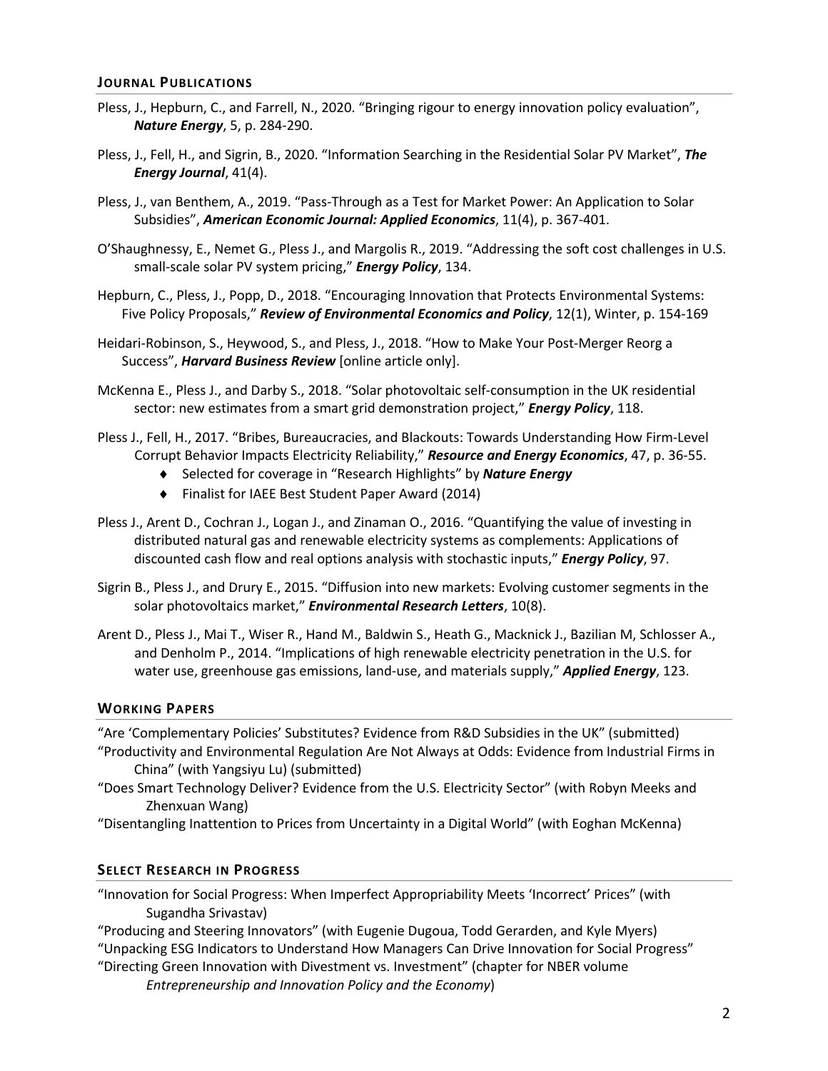## JOURNAL PUBLICATIONS

Pless, J., Hepburn, C., and Farrell, N., 2020. "Bringing rigour to energy innovation policy evaluation", ***Nature Energy***, 5, p. 284-290.

Pless, J., Fell, H., and Sigrin, B., 2020. "Information Searching in the Residential Solar PV Market", ***The Energy Journal***, 41(4).

Pless, J., van Benthem, A., 2019. "Pass-Through as a Test for Market Power: An Application to Solar Subsidies", ***American Economic Journal: Applied Economics***, 11(4), p. 367-401.

O'Shaughnessy, E., Nemet G., Pless J., and Margolis R., 2019. "Addressing the soft cost challenges in U.S. small-scale solar PV system pricing," ***Energy Policy***, 134.

Hepburn, C., Pless, J., Popp, D., 2018. "Encouraging Innovation that Protects Environmental Systems: Five Policy Proposals," ***Review of Environmental Economics and Policy***, 12(1), Winter, p. 154-169

Heidari-Robinson, S., Heywood, S., and Pless, J., 2018. "How to Make Your Post-Merger Reorg a Success", ***Harvard Business Review*** [online article only].

McKenna E., Pless J., and Darby S., 2018. "Solar photovoltaic self-consumption in the UK residential sector: new estimates from a smart grid demonstration project," ***Energy Policy***, 118.

Pless J., Fell, H., 2017. "Bribes, Bureaucracies, and Blackouts: Towards Understanding How Firm-Level Corrupt Behavior Impacts Electricity Reliability," ***Resource and Energy Economics***, 47, p. 36-55.

- Selected for coverage in "Research Highlights" by ***Nature Energy***
- Finalist for IAEE Best Student Paper Award (2014)

Pless J., Arent D., Cochran J., Logan J., and Zinaman O., 2016. "Quantifying the value of investing in distributed natural gas and renewable electricity systems as complements: Applications of discounted cash flow and real options analysis with stochastic inputs," ***Energy Policy***, 97.

Sigrin B., Pless J., and Drury E., 2015. "Diffusion into new markets: Evolving customer segments in the solar photovoltaics market," ***Environmental Research Letters***, 10(8).

Arent D., Pless J., Mai T., Wiser R., Hand M., Baldwin S., Heath G., Macknick J., Bazilian M, Schlosser A., and Denholm P., 2014. "Implications of high renewable electricity penetration in the U.S. for water use, greenhouse gas emissions, land-use, and materials supply," ***Applied Energy***, 123.

## WORKING PAPERS

"Are 'Complementary Policies' Substitutes? Evidence from R&D Subsidies in the UK" (submitted)

"Productivity and Environmental Regulation Are Not Always at Odds: Evidence from Industrial Firms in China" (with Yangsiyu Lu) (submitted)

"Does Smart Technology Deliver? Evidence from the U.S. Electricity Sector" (with Robyn Meeks and Zhenxuan Wang)

"Disentangling Inattention to Prices from Uncertainty in a Digital World" (with Eoghan McKenna)

## SELECT RESEARCH IN PROGRESS

"Innovation for Social Progress: When Imperfect Appropriability Meets 'Incorrect' Prices" (with Sugandha Srivastav)

"Producing and Steering Innovators" (with Eugenie Dugoua, Todd Gerarden, and Kyle Myers)

"Unpacking ESG Indicators to Understand How Managers Can Drive Innovation for Social Progress"

"Directing Green Innovation with Divestment vs. Investment" (chapter for NBER volume *Entrepreneurship and Innovation Policy and the Economy*)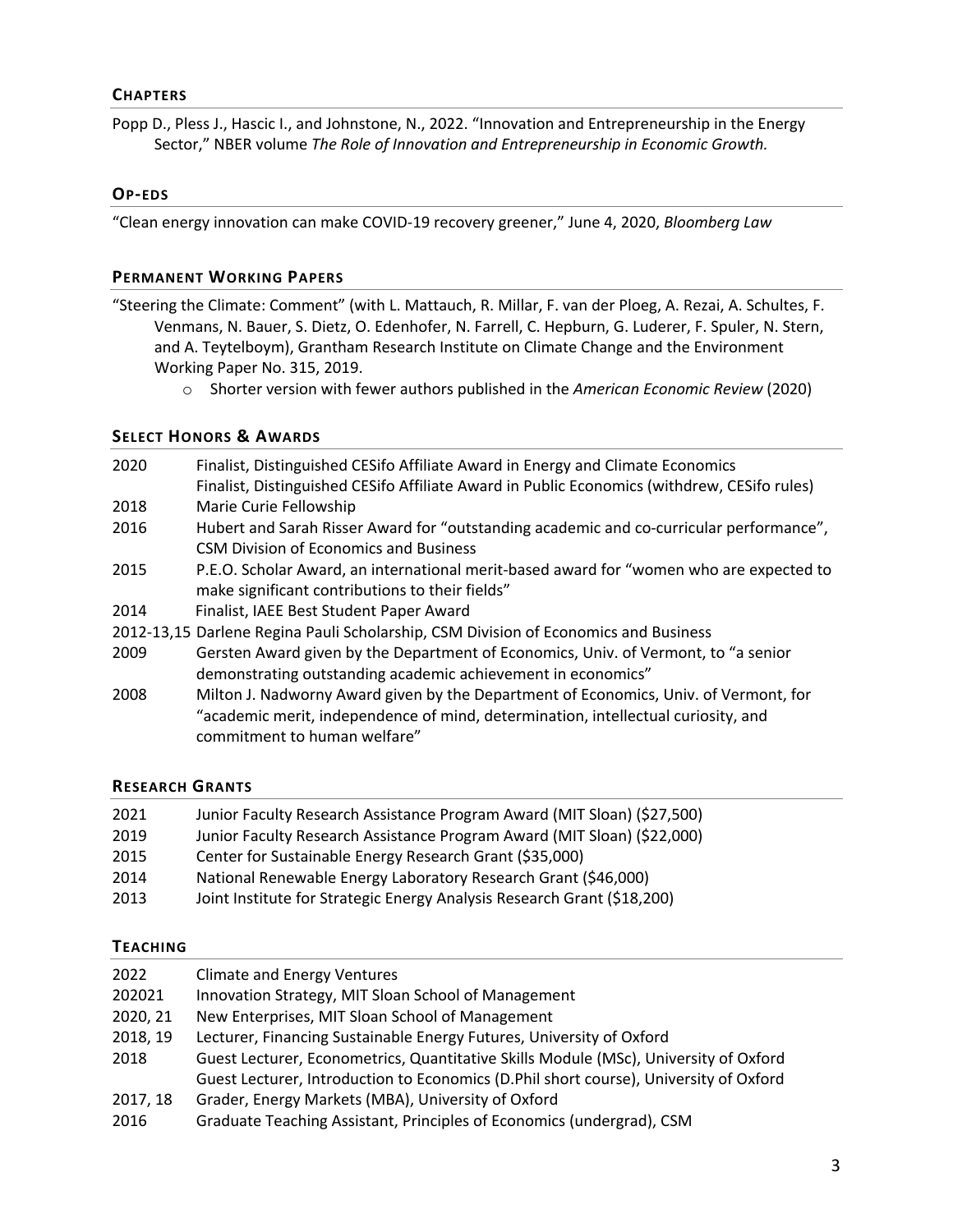## CHAPTERS

Popp D., Pless J., Hascic I., and Johnstone, N., 2022. "Innovation and Entrepreneurship in the Energy Sector," NBER volume *The Role of Innovation and Entrepreneurship in Economic Growth.*

## OP-EDS

"Clean energy innovation can make COVID-19 recovery greener," June 4, 2020, *Bloomberg Law*

## PERMANENT WORKING PAPERS

"Steering the Climate: Comment" (with L. Mattauch, R. Millar, F. van der Ploeg, A. Rezai, A. Schultes, F. Venmans, N. Bauer, S. Dietz, O. Edenhofer, N. Farrell, C. Hepburn, G. Luderer, F. Spuler, N. Stern, and A. Teytelboym), Grantham Research Institute on Climate Change and the Environment Working Paper No. 315, 2019.

- Shorter version with fewer authors published in the *American Economic Review* (2020)

## SELECT HONORS & AWARDS

| | |
|---|---|
| 2020 | Finalist, Distinguished CESifo Affiliate Award in Energy and Climate Economics<br>Finalist, Distinguished CESifo Affiliate Award in Public Economics (withdrew, CESifo rules) |
| 2018 | Marie Curie Fellowship |
| 2016 | Hubert and Sarah Risser Award for "outstanding academic and co-curricular performance", CSM Division of Economics and Business |
| 2015 | P.E.O. Scholar Award, an international merit-based award for "women who are expected to make significant contributions to their fields" |
| 2014 | Finalist, IAEE Best Student Paper Award |
| 2012-13,15 | Darlene Regina Pauli Scholarship, CSM Division of Economics and Business |
| 2009 | Gersten Award given by the Department of Economics, Univ. of Vermont, to "a senior demonstrating outstanding academic achievement in economics" |
| 2008 | Milton J. Nadworny Award given by the Department of Economics, Univ. of Vermont, for "academic merit, independence of mind, determination, intellectual curiosity, and commitment to human welfare" |

## RESEARCH GRANTS

| | |
|---|---|
| 2021 | Junior Faculty Research Assistance Program Award (MIT Sloan) ($27,500) |
| 2019 | Junior Faculty Research Assistance Program Award (MIT Sloan) ($22,000) |
| 2015 | Center for Sustainable Energy Research Grant ($35,000) |
| 2014 | National Renewable Energy Laboratory Research Grant ($46,000) |
| 2013 | Joint Institute for Strategic Energy Analysis Research Grant ($18,200) |

## TEACHING

| | |
|---|---|
| 2022 | Climate and Energy Ventures |
| 202021 | Innovation Strategy, MIT Sloan School of Management |
| 2020, 21 | New Enterprises, MIT Sloan School of Management |
| 2018, 19 | Lecturer, Financing Sustainable Energy Futures, University of Oxford |
| 2018 | Guest Lecturer, Econometrics, Quantitative Skills Module (MSc), University of Oxford<br>Guest Lecturer, Introduction to Economics (D.Phil short course), University of Oxford |
| 2017, 18 | Grader, Energy Markets (MBA), University of Oxford |
| 2016 | Graduate Teaching Assistant, Principles of Economics (undergrad), CSM |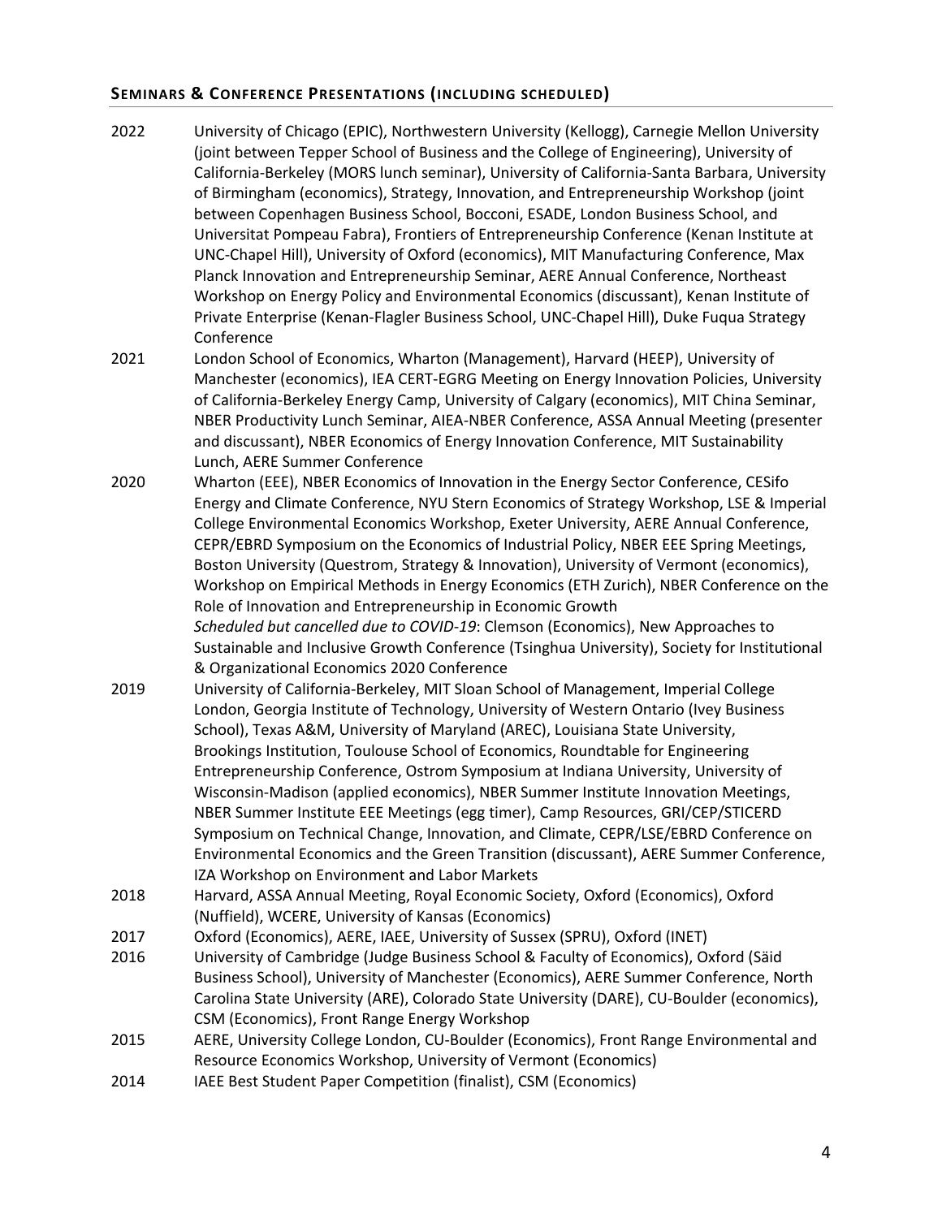## Seminars & Conference Presentations (including scheduled)

**2022** University of Chicago (EPIC), Northwestern University (Kellogg), Carnegie Mellon University (joint between Tepper School of Business and the College of Engineering), University of California-Berkeley (MORS lunch seminar), University of California-Santa Barbara, University of Birmingham (economics), Strategy, Innovation, and Entrepreneurship Workshop (joint between Copenhagen Business School, Bocconi, ESADE, London Business School, and Universitat Pompeau Fabra), Frontiers of Entrepreneurship Conference (Kenan Institute at UNC-Chapel Hill), University of Oxford (economics), MIT Manufacturing Conference, Max Planck Innovation and Entrepreneurship Seminar, AERE Annual Conference, Northeast Workshop on Energy Policy and Environmental Economics (discussant), Kenan Institute of Private Enterprise (Kenan-Flagler Business School, UNC-Chapel Hill), Duke Fuqua Strategy Conference

**2021** London School of Economics, Wharton (Management), Harvard (HEEP), University of Manchester (economics), IEA CERT-EGRG Meeting on Energy Innovation Policies, University of California-Berkeley Energy Camp, University of Calgary (economics), MIT China Seminar, NBER Productivity Lunch Seminar, AIEA-NBER Conference, ASSA Annual Meeting (presenter and discussant), NBER Economics of Energy Innovation Conference, MIT Sustainability Lunch, AERE Summer Conference

**2020** Wharton (EEE), NBER Economics of Innovation in the Energy Sector Conference, CESifo Energy and Climate Conference, NYU Stern Economics of Strategy Workshop, LSE & Imperial College Environmental Economics Workshop, Exeter University, AERE Annual Conference, CEPR/EBRD Symposium on the Economics of Industrial Policy, NBER EEE Spring Meetings, Boston University (Questrom, Strategy & Innovation), University of Vermont (economics), Workshop on Empirical Methods in Energy Economics (ETH Zurich), NBER Conference on the Role of Innovation and Entrepreneurship in Economic Growth
*Scheduled but cancelled due to COVID-19*: Clemson (Economics), New Approaches to Sustainable and Inclusive Growth Conference (Tsinghua University), Society for Institutional & Organizational Economics 2020 Conference

**2019** University of California-Berkeley, MIT Sloan School of Management, Imperial College London, Georgia Institute of Technology, University of Western Ontario (Ivey Business School), Texas A&M, University of Maryland (AREC), Louisiana State University, Brookings Institution, Toulouse School of Economics, Roundtable for Engineering Entrepreneurship Conference, Ostrom Symposium at Indiana University, University of Wisconsin-Madison (applied economics), NBER Summer Institute Innovation Meetings, NBER Summer Institute EEE Meetings (egg timer), Camp Resources, GRI/CEP/STICERD Symposium on Technical Change, Innovation, and Climate, CEPR/LSE/EBRD Conference on Environmental Economics and the Green Transition (discussant), AERE Summer Conference, IZA Workshop on Environment and Labor Markets

**2018** Harvard, ASSA Annual Meeting, Royal Economic Society, Oxford (Economics), Oxford (Nuffield), WCERE, University of Kansas (Economics)

**2017** Oxford (Economics), AERE, IAEE, University of Sussex (SPRU), Oxford (INET)

**2016** University of Cambridge (Judge Business School & Faculty of Economics), Oxford (Säid Business School), University of Manchester (Economics), AERE Summer Conference, North Carolina State University (ARE), Colorado State University (DARE), CU-Boulder (economics), CSM (Economics), Front Range Energy Workshop

**2015** AERE, University College London, CU-Boulder (Economics), Front Range Environmental and Resource Economics Workshop, University of Vermont (Economics)

**2014** IAEE Best Student Paper Competition (finalist), CSM (Economics)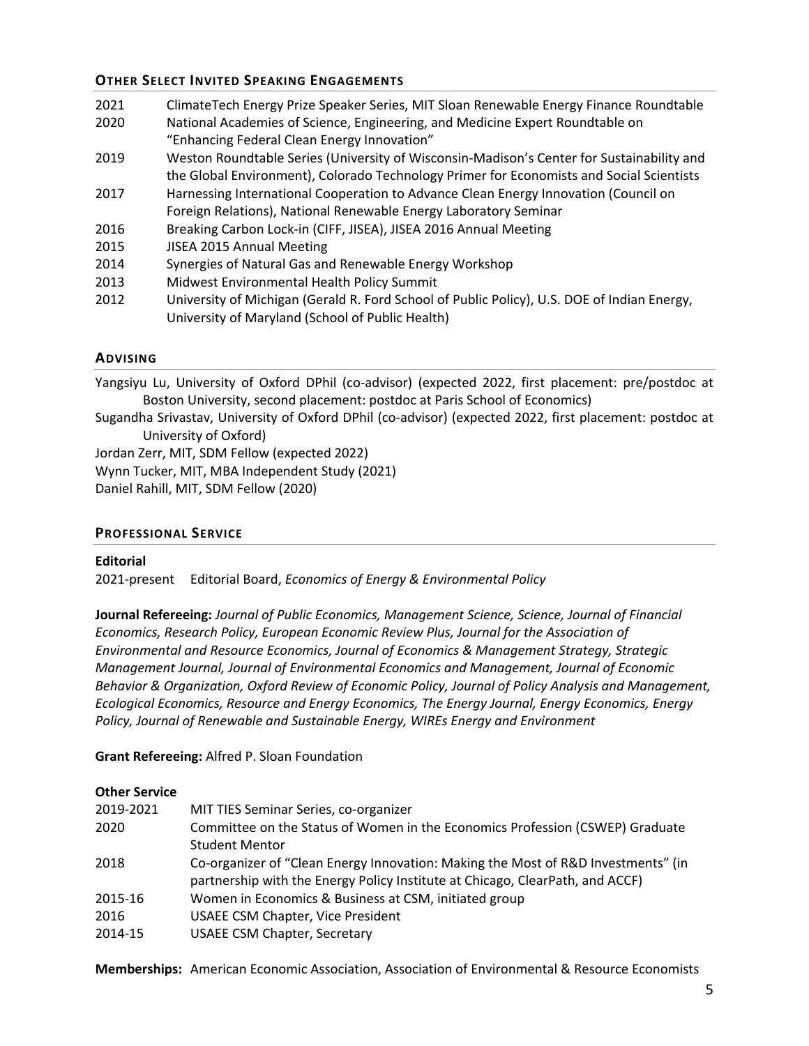## Other Select Invited Speaking Engagements

| | |
|---|---|
| 2021 | ClimateTech Energy Prize Speaker Series, MIT Sloan Renewable Energy Finance Roundtable |
| 2020 | National Academies of Science, Engineering, and Medicine Expert Roundtable on "Enhancing Federal Clean Energy Innovation" |
| 2019 | Weston Roundtable Series (University of Wisconsin-Madison's Center for Sustainability and the Global Environment), Colorado Technology Primer for Economists and Social Scientists |
| 2017 | Harnessing International Cooperation to Advance Clean Energy Innovation (Council on Foreign Relations), National Renewable Energy Laboratory Seminar |
| 2016 | Breaking Carbon Lock-in (CIFF, JISEA), JISEA 2016 Annual Meeting |
| 2015 | JISEA 2015 Annual Meeting |
| 2014 | Synergies of Natural Gas and Renewable Energy Workshop |
| 2013 | Midwest Environmental Health Policy Summit |
| 2012 | University of Michigan (Gerald R. Ford School of Public Policy), U.S. DOE of Indian Energy, University of Maryland (School of Public Health) |

## Advising

Yangsiyu Lu, University of Oxford DPhil (co-advisor) (expected 2022, first placement: pre/postdoc at Boston University, second placement: postdoc at Paris School of Economics)

Sugandha Srivastav, University of Oxford DPhil (co-advisor) (expected 2022, first placement: postdoc at University of Oxford)

Jordan Zerr, MIT, SDM Fellow (expected 2022)

Wynn Tucker, MIT, MBA Independent Study (2021)

Daniel Rahill, MIT, SDM Fellow (2020)

## Professional Service

**Editorial**

2021-present Editorial Board, *Economics of Energy & Environmental Policy*

**Journal Refereeing:** *Journal of Public Economics, Management Science, Science, Journal of Financial Economics, Research Policy, European Economic Review Plus, Journal for the Association of Environmental and Resource Economics, Journal of Economics & Management Strategy, Strategic Management Journal, Journal of Environmental Economics and Management, Journal of Economic Behavior & Organization, Oxford Review of Economic Policy, Journal of Policy Analysis and Management, Ecological Economics, Resource and Energy Economics, The Energy Journal, Energy Economics, Energy Policy, Journal of Renewable and Sustainable Energy, WIREs Energy and Environment*

**Grant Refereeing:** Alfred P. Sloan Foundation

**Other Service**

| | |
|---|---|
| 2019-2021 | MIT TIES Seminar Series, co-organizer |
| 2020 | Committee on the Status of Women in the Economics Profession (CSWEP) Graduate Student Mentor |
| 2018 | Co-organizer of "Clean Energy Innovation: Making the Most of R&D Investments" (in partnership with the Energy Policy Institute at Chicago, ClearPath, and ACCF) |
| 2015-16 | Women in Economics & Business at CSM, initiated group |
| 2016 | USAEE CSM Chapter, Vice President |
| 2014-15 | USAEE CSM Chapter, Secretary |

**Memberships:** American Economic Association, Association of Environmental & Resource Economists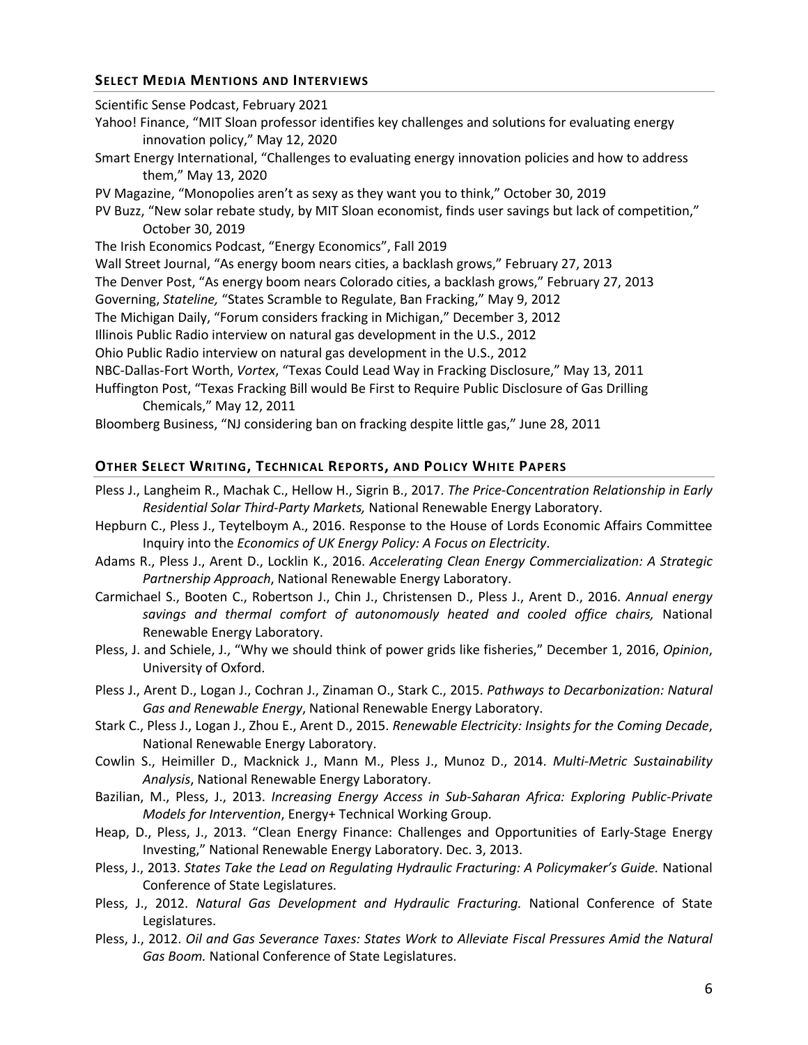## Select Media Mentions and Interviews

Scientific Sense Podcast, February 2021

Yahoo! Finance, "MIT Sloan professor identifies key challenges and solutions for evaluating energy innovation policy," May 12, 2020

Smart Energy International, "Challenges to evaluating energy innovation policies and how to address them," May 13, 2020

PV Magazine, "Monopolies aren't as sexy as they want you to think," October 30, 2019

PV Buzz, "New solar rebate study, by MIT Sloan economist, finds user savings but lack of competition," October 30, 2019

The Irish Economics Podcast, "Energy Economics", Fall 2019

Wall Street Journal, "As energy boom nears cities, a backlash grows," February 27, 2013

The Denver Post, "As energy boom nears Colorado cities, a backlash grows," February 27, 2013

Governing, *Stateline,* "States Scramble to Regulate, Ban Fracking," May 9, 2012

The Michigan Daily, "Forum considers fracking in Michigan," December 3, 2012

Illinois Public Radio interview on natural gas development in the U.S., 2012

Ohio Public Radio interview on natural gas development in the U.S., 2012

NBC-Dallas-Fort Worth, *Vortex*, "Texas Could Lead Way in Fracking Disclosure," May 13, 2011

Huffington Post, "Texas Fracking Bill would Be First to Require Public Disclosure of Gas Drilling Chemicals," May 12, 2011

Bloomberg Business, "NJ considering ban on fracking despite little gas," June 28, 2011

## Other Select Writing, Technical Reports, and Policy White Papers

Pless J., Langheim R., Machak C., Hellow H., Sigrin B., 2017. *The Price-Concentration Relationship in Early Residential Solar Third-Party Markets,* National Renewable Energy Laboratory.

Hepburn C., Pless J., Teytelboym A., 2016. Response to the House of Lords Economic Affairs Committee Inquiry into the *Economics of UK Energy Policy: A Focus on Electricity*.

Adams R., Pless J., Arent D., Locklin K., 2016. *Accelerating Clean Energy Commercialization: A Strategic Partnership Approach*, National Renewable Energy Laboratory.

Carmichael S., Booten C., Robertson J., Chin J., Christensen D., Pless J., Arent D., 2016. *Annual energy savings and thermal comfort of autonomously heated and cooled office chairs,* National Renewable Energy Laboratory.

Pless, J. and Schiele, J., "Why we should think of power grids like fisheries," December 1, 2016, *Opinion*, University of Oxford.

Pless J., Arent D., Logan J., Cochran J., Zinaman O., Stark C., 2015. *Pathways to Decarbonization: Natural Gas and Renewable Energy*, National Renewable Energy Laboratory.

Stark C., Pless J., Logan J., Zhou E., Arent D., 2015. *Renewable Electricity: Insights for the Coming Decade*, National Renewable Energy Laboratory.

Cowlin S., Heimiller D., Macknick J., Mann M., Pless J., Munoz D., 2014. *Multi-Metric Sustainability Analysis*, National Renewable Energy Laboratory.

Bazilian, M., Pless, J., 2013. *Increasing Energy Access in Sub-Saharan Africa: Exploring Public-Private Models for Intervention*, Energy+ Technical Working Group.

Heap, D., Pless, J., 2013. "Clean Energy Finance: Challenges and Opportunities of Early-Stage Energy Investing," National Renewable Energy Laboratory. Dec. 3, 2013.

Pless, J., 2013. *States Take the Lead on Regulating Hydraulic Fracturing: A Policymaker's Guide.* National Conference of State Legislatures.

Pless, J., 2012. *Natural Gas Development and Hydraulic Fracturing.* National Conference of State Legislatures.

Pless, J., 2012. *Oil and Gas Severance Taxes: States Work to Alleviate Fiscal Pressures Amid the Natural Gas Boom.* National Conference of State Legislatures.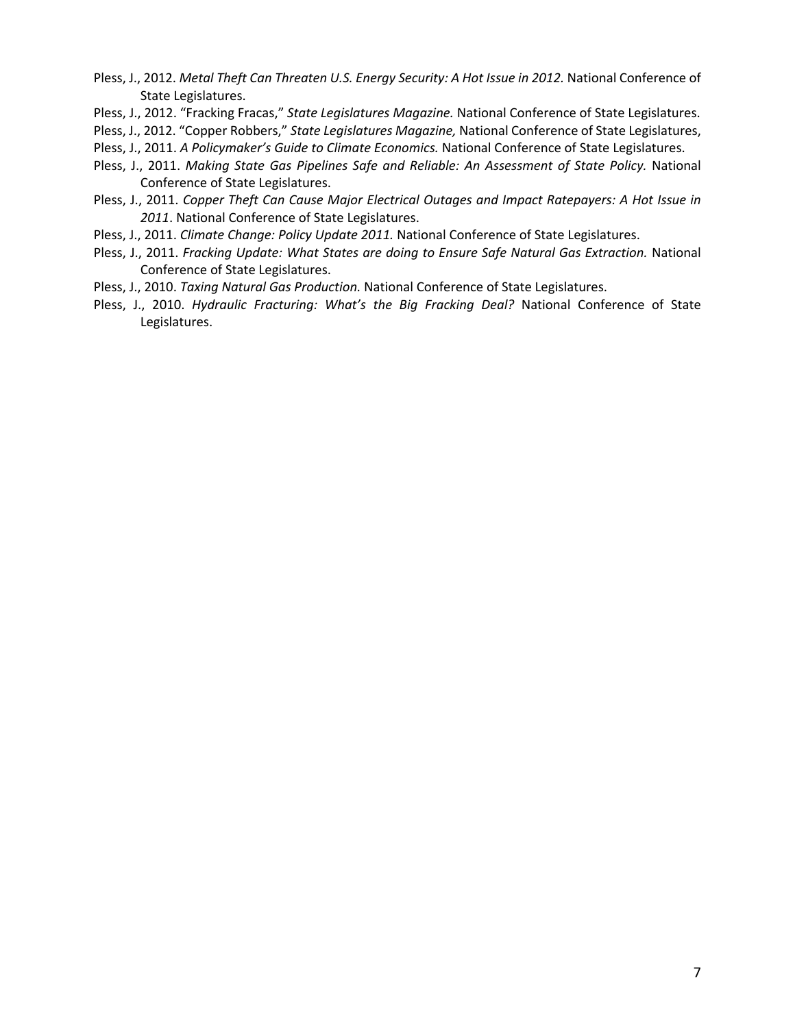Pless, J., 2012. *Metal Theft Can Threaten U.S. Energy Security: A Hot Issue in 2012.* National Conference of State Legislatures.

Pless, J., 2012. "Fracking Fracas," *State Legislatures Magazine.* National Conference of State Legislatures.

Pless, J., 2012. "Copper Robbers," *State Legislatures Magazine,* National Conference of State Legislatures,

Pless, J., 2011. *A Policymaker's Guide to Climate Economics.* National Conference of State Legislatures.

Pless, J., 2011. *Making State Gas Pipelines Safe and Reliable: An Assessment of State Policy.* National Conference of State Legislatures.

Pless, J., 2011. *Copper Theft Can Cause Major Electrical Outages and Impact Ratepayers: A Hot Issue in 2011*. National Conference of State Legislatures.

Pless, J., 2011. *Climate Change: Policy Update 2011.* National Conference of State Legislatures.

Pless, J., 2011. *Fracking Update: What States are doing to Ensure Safe Natural Gas Extraction.* National Conference of State Legislatures.

Pless, J., 2010. *Taxing Natural Gas Production.* National Conference of State Legislatures.

Pless, J., 2010. *Hydraulic Fracturing: What's the Big Fracking Deal?* National Conference of State Legislatures.